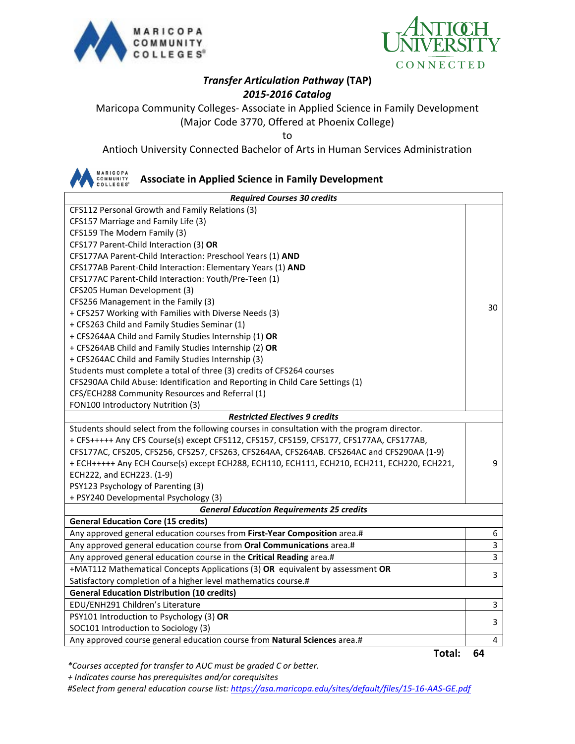# *Transfer Articulation Pathway* (TAP)

## *2015-2016 Catalog*

Maricopa Community Colleges- Associate in Applied Science in Family Development
(Major Code 3770, Offered at Phoenix College)

to

Antioch University Connected Bachelor of Arts in Human Services Administration

## Associate in Applied Science in Family Development

| ***Required Courses 30 credits*** | |
|---|---|
| CFS112 Personal Growth and Family Relations (3)<br>CFS157 Marriage and Family Life (3)<br>CFS159 The Modern Family (3)<br>CFS177 Parent-Child Interaction (3) **OR**<br>CFS177AA Parent-Child Interaction: Preschool Years (1) **AND**<br>CFS177AB Parent-Child Interaction: Elementary Years (1) **AND**<br>CFS177AC Parent-Child Interaction: Youth/Pre-Teen (1)<br>CFS205 Human Development (3)<br>CFS256 Management in the Family (3)<br>+ CFS257 Working with Families with Diverse Needs (3)<br>+ CFS263 Child and Family Studies Seminar (1)<br>+ CFS264AA Child and Family Studies Internship (1) **OR**<br>+ CFS264AB Child and Family Studies Internship (2) **OR**<br>+ CFS264AC Child and Family Studies Internship (3)<br>Students must complete a total of three (3) credits of CFS264 courses<br>CFS290AA Child Abuse: Identification and Reporting in Child Care Settings (1)<br>CFS/ECH288 Community Resources and Referral (1)<br>FON100 Introductory Nutrition (3) | 30 |
| ***Restricted Electives 9 credits*** | |
| Students should select from the following courses in consultation with the program director.<br>+ CFS+++++ Any CFS Course(s) except CFS112, CFS157, CFS159, CFS177, CFS177AA, CFS177AB, CFS177AC, CFS205, CFS256, CFS257, CFS263, CFS264AA, CFS264AB. CFS264AC and CFS290AA (1-9)<br>+ ECH+++++ Any ECH Course(s) except ECH288, ECH110, ECH111, ECH210, ECH211, ECH220, ECH221, ECH222, and ECH223. (1-9)<br>PSY123 Psychology of Parenting (3)<br>+ PSY240 Developmental Psychology (3) | 9 |
| ***General Education Requirements 25 credits*** | |
| **General Education Core (15 credits)** | |
| Any approved general education courses from **First-Year Composition** area.# | 6 |
| Any approved general education course from **Oral Communications** area.# | 3 |
| Any approved general education course in the **Critical Reading** area.# | 3 |
| +MAT112 Mathematical Concepts Applications (3) **OR** equivalent by assessment **OR** Satisfactory completion of a higher level mathematics course.# | 3 |
| **General Education Distribution (10 credits)** | |
| EDU/ENH291 Children's Literature | 3 |
| PSY101 Introduction to Psychology (3) **OR**<br>SOC101 Introduction to Sociology (3) | 3 |
| Any approved course general education course from **Natural Sciences** area.# | 4 |
| **Total:** | **64** |

*\*Courses accepted for transfer to AUC must be graded C or better.*

*+ Indicates course has prerequisites and/or corequisites*

*#Select from general education course list: https://asa.maricopa.edu/sites/default/files/15-16-AAS-GE.pdf*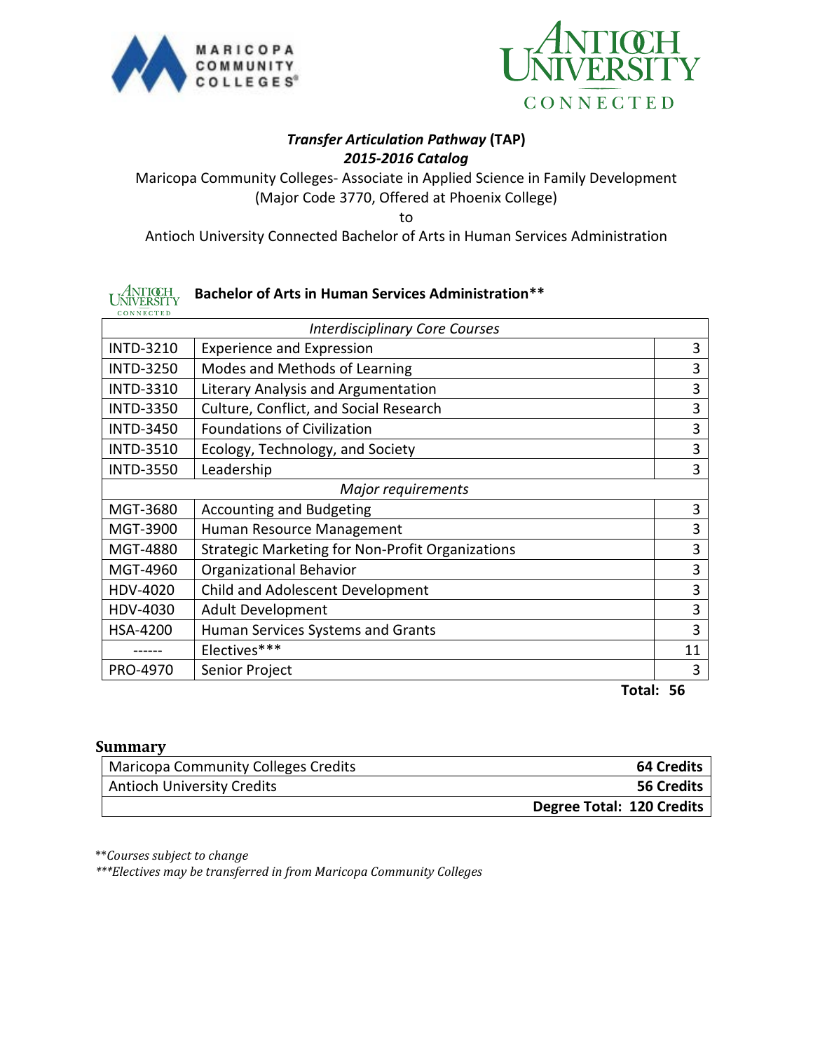*Transfer Articulation Pathway* **(TAP)**

***2015-2016 Catalog***

Maricopa Community Colleges- Associate in Applied Science in Family Development (Major Code 3770, Offered at Phoenix College)

to

Antioch University Connected Bachelor of Arts in Human Services Administration

**Bachelor of Arts in Human Services Administration****

| | | |
|---|---|---|
| *Interdisciplinary Core Courses* | | |
| INTD-3210 | Experience and Expression | 3 |
| INTD-3250 | Modes and Methods of Learning | 3 |
| INTD-3310 | Literary Analysis and Argumentation | 3 |
| INTD-3350 | Culture, Conflict, and Social Research | 3 |
| INTD-3450 | Foundations of Civilization | 3 |
| INTD-3510 | Ecology, Technology, and Society | 3 |
| INTD-3550 | Leadership | 3 |
| *Major requirements* | | |
| MGT-3680 | Accounting and Budgeting | 3 |
| MGT-3900 | Human Resource Management | 3 |
| MGT-4880 | Strategic Marketing for Non-Profit Organizations | 3 |
| MGT-4960 | Organizational Behavior | 3 |
| HDV-4020 | Child and Adolescent Development | 3 |
| HDV-4030 | Adult Development | 3 |
| HSA-4200 | Human Services Systems and Grants | 3 |
| ------ | Electives*** | 11 |
| PRO-4970 | Senior Project | 3 |
| | | **Total: 56** |

## Summary

| | |
|---|---|
| Maricopa Community Colleges Credits | **64 Credits** |
| Antioch University Credits | **56 Credits** |
| | **Degree Total: 120 Credits** |

***Courses subject to change*

****Electives may be transferred in from Maricopa Community Colleges*